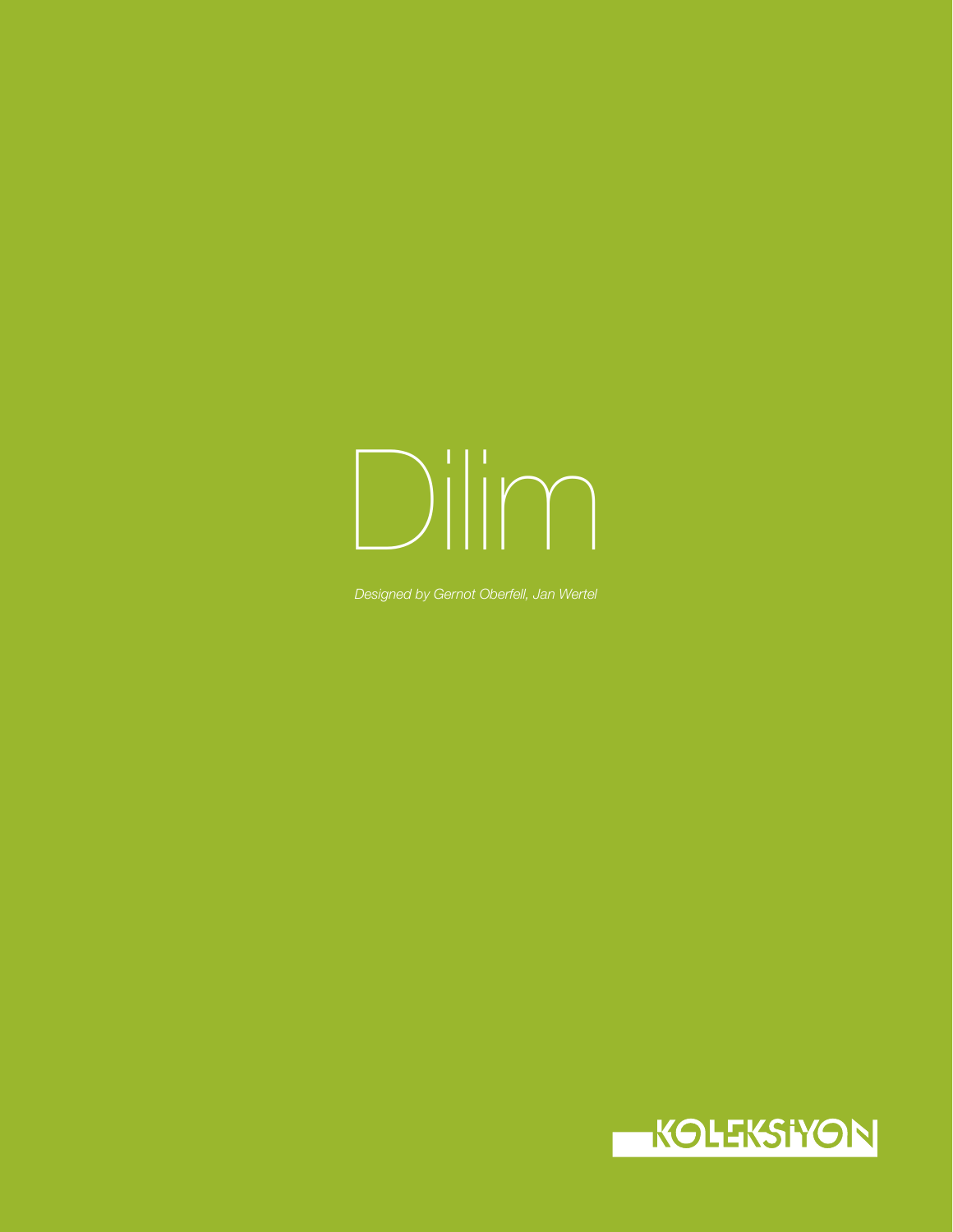# Dilim

*Designed by Gernot Oberfell, Jan Wertel*

KOLEKSİYON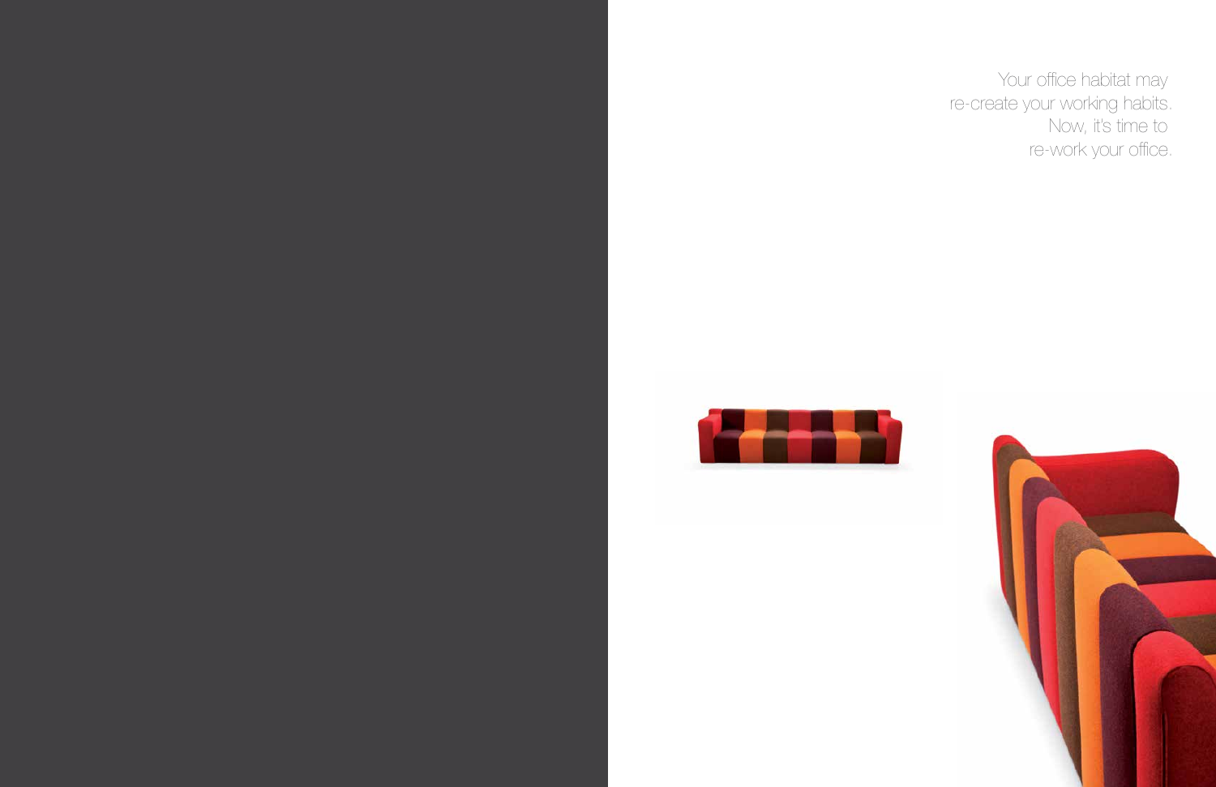Your office habitat may re-create your working habits. Now, it's time to re-work your office.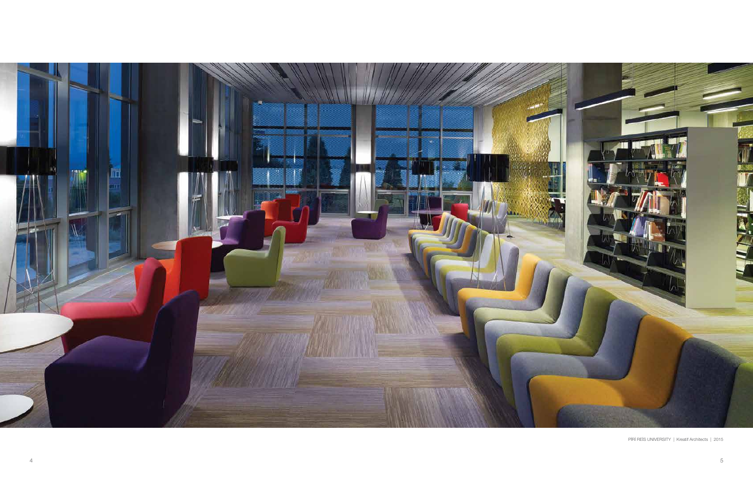PİRİ REİS UNIVERSITY | Kreatif Architects | 2015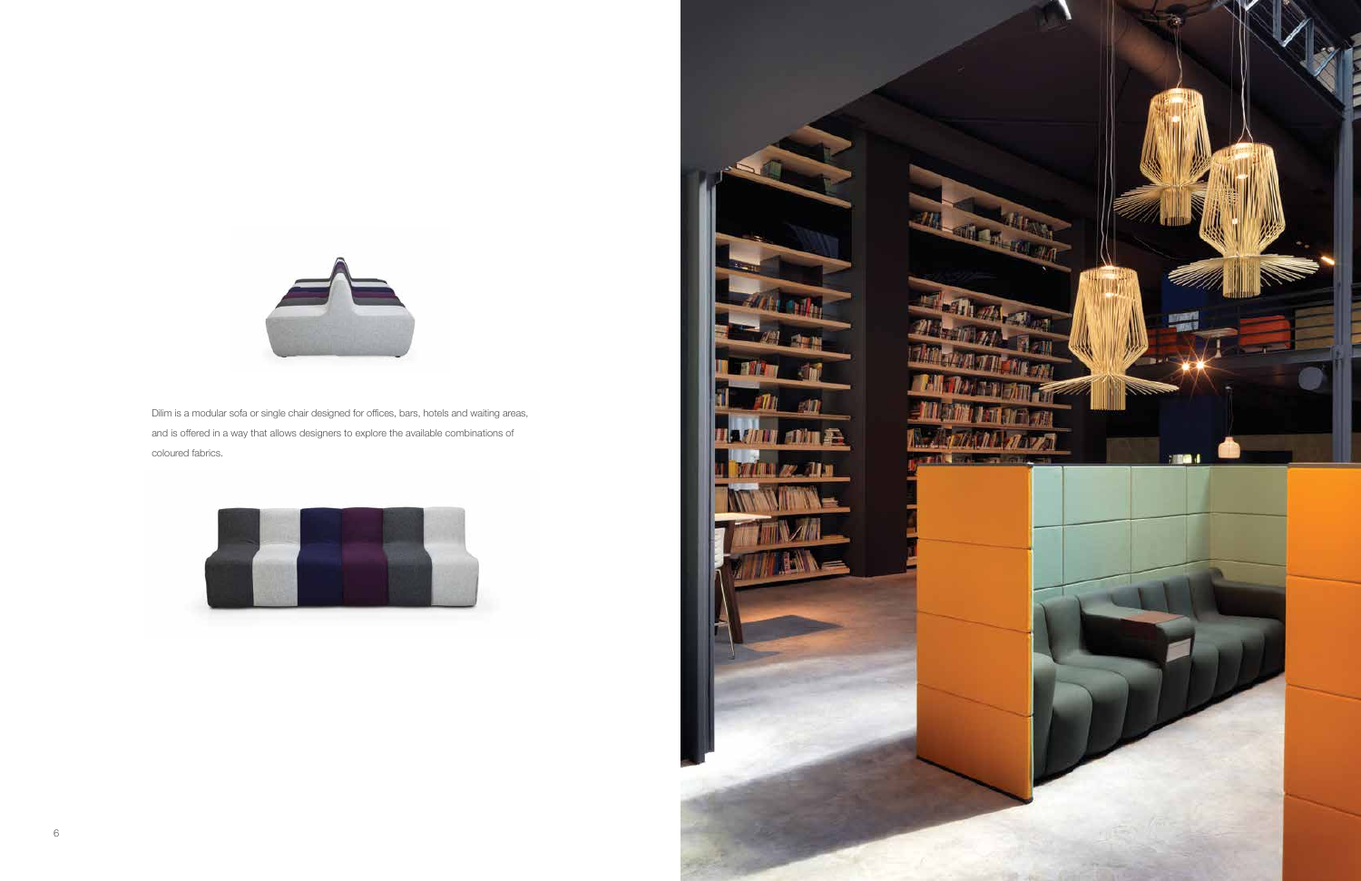Dilim is a modular sofa or single chair designed for offices, bars, hotels and waiting areas, and is offered in a way that allows designers to explore the available combinations of coloured fabrics.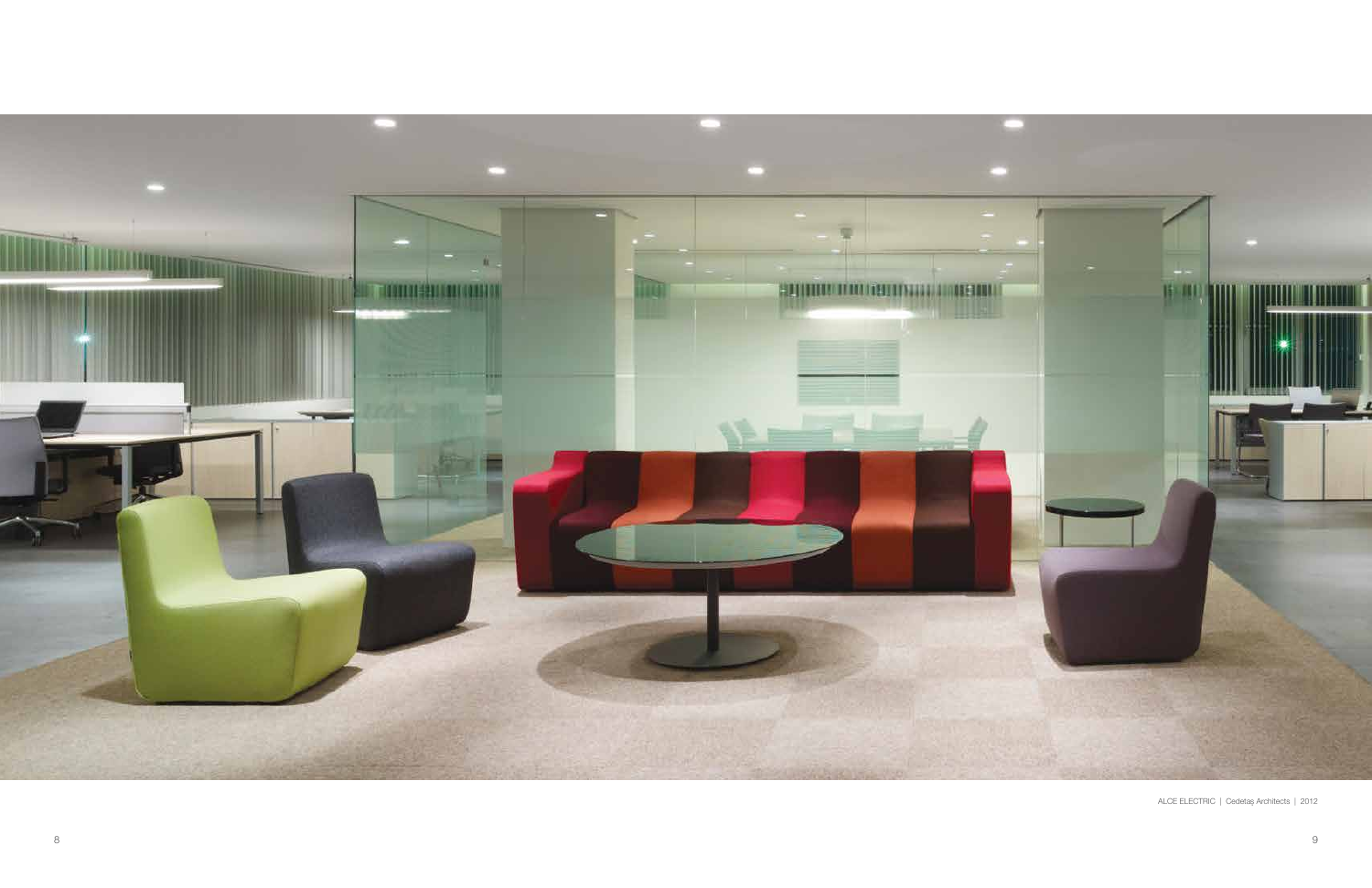ALCE ELECTRIC | Cedetaş Architects | 2012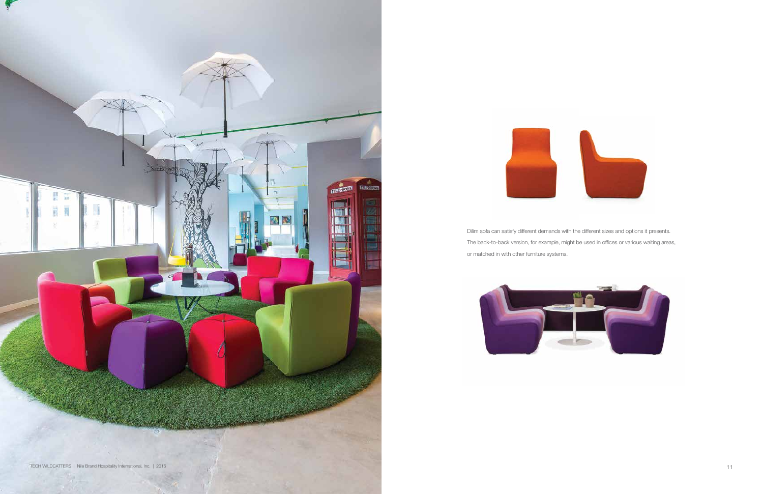TECH WILDCATTERS | Nile Brand Hospitality International, Inc. | 2015

Dilim sofa can satisfy different demands with the different sizes and options it presents. The back-to-back version, for example, might be used in offices or various waiting areas, or matched in with other furniture systems.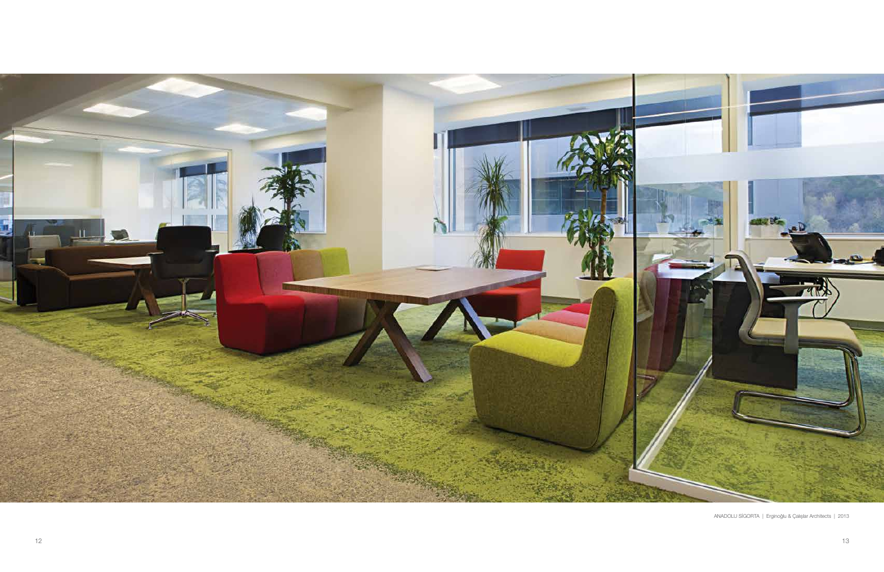ANADOLU SİGORTA | Erginoğlu & Çalışlar Architects | 2013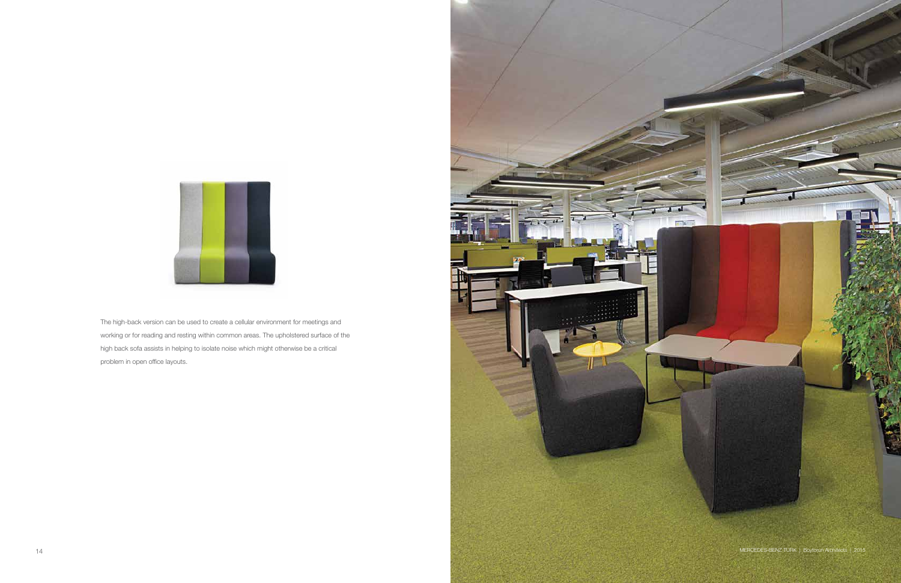The high-back version can be used to create a cellular environment for meetings and working or for reading and resting within common areas. The upholstered surface of the high back sofa assists in helping to isolate noise which might otherwise be a critical problem in open office layouts.

MERCEDES-BENZ TÜRK | Boyteron Architects | 2015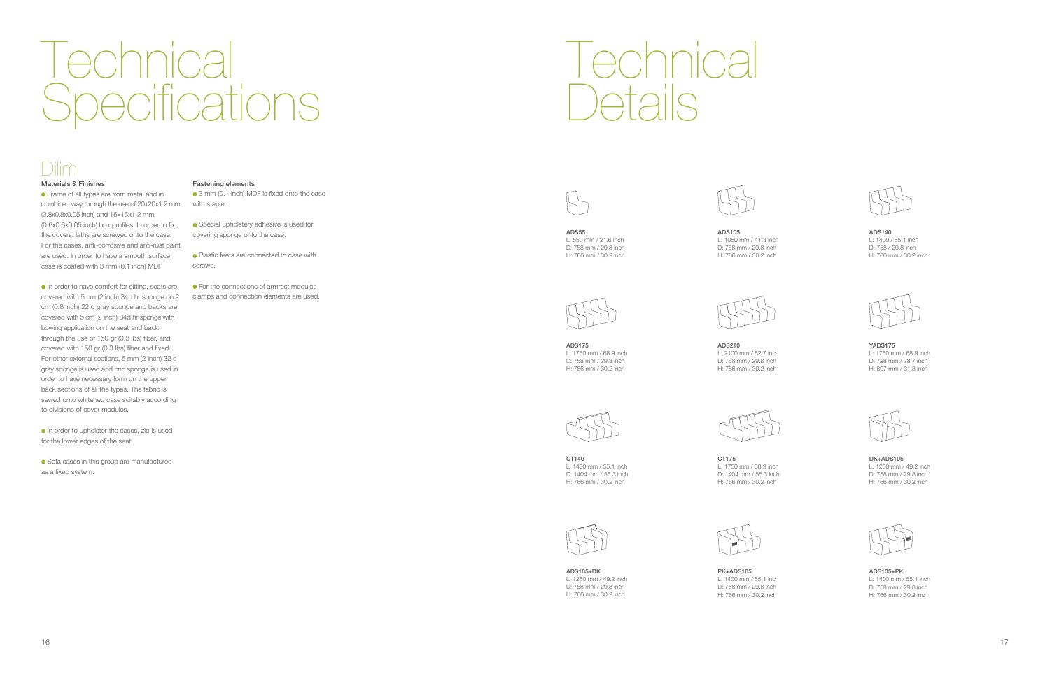# Technical Specifications

## Dilim

### Materials & Finishes

- Frame of all types are from metal and in combined way through the use of 20x20x1.2 mm (0.8x0.8x0.05 inch) and 15x15x1.2 mm (0.6x0.6x0.05 inch) box profiles. In order to fix the covers, laths are screwed onto the case. For the cases, anti-corrosive and anti-rust paint are used. In order to have a smooth surface, case is coated with 3 mm (0.1 inch) MDF.

- In order to have comfort for sitting, seats are covered with 5 cm (2 inch) 34d hr sponge on 2 cm (0.8 inch) 22 d gray sponge and backs are covered with 5 cm (2 inch) 34d hr sponge with bowing application on the seat and back through the use of 150 gr (0.3 lbs) fiber, and covered with 150 gr (0.3 lbs) fiber and fixed. For other external sections, 5 mm (2 inch) 32 d gray sponge is used and cnc sponge is used in order to have necessary form on the upper back sections of all the types. The fabric is sewed onto whitened case suitably according to divisions of cover modules.

- In order to upholster the cases, zip is used for the lower edges of the seat.

- Sofa cases in this group are manufactured as a fixed system.

### Fastening elements

- 3 mm (0.1 inch) MDF is fixed onto the case with staple.

- Special upholstery adhesive is used for covering sponge onto the case.

- Plastic feets are connected to case with screws.

- For the connections of armrest modules clamps and connection elements are used.

# Technical Details

**ADS55**
L: 550 mm / 21.6 inch
D: 758 mm / 29.8 inch
H: 766 mm / 30.2 inch

**ADS105**
L: 1050 mm / 41.3 inch
D: 758 mm / 29.8 inch
H: 766 mm / 30.2 inch

**ADS140**
L: 1400 / 55.1 inch
D: 758 / 29.8 inch
H: 766 mm / 30.2 inch

**ADS175**
L: 1750 mm / 68.9 inch
D: 758 mm / 29.8 inch
H: 766 mm / 30.2 inch

**ADS210**
L: 2100 mm / 82.7 inch
D: 758 mm / 29.8 inch
H: 766 mm / 30.2 inch

**YADS175**
L: 1750 mm / 68.9 inch
D: 728 mm / 28.7 inch
H: 807 mm / 31.8 inch

**CT140**
L: 1400 mm / 55.1 inch
D: 1404 mm / 55.3 inch
H: 766 mm / 30.2 inch

**CT175**
L: 1750 mm / 68.9 inch
D: 1404 mm / 55.3 inch
H: 766 mm / 30.2 inch

**DK+ADS105**
L: 1250 mm / 49.2 inch
D: 758 mm / 29.8 inch
H: 766 mm / 30.2 inch

**ADS105+DK**
L: 1250 mm / 49.2 inch
D: 758 mm / 29.8 inch
H: 766 mm / 30.2 inch

**PK+ADS105**
L: 1400 mm / 55.1 inch
D: 758 mm / 29.8 inch
H: 766 mm / 30.2 inch

**ADS105+PK**
L: 1400 mm / 55.1 inch
D: 758 mm / 29.8 inch
H: 766 mm / 30.2 inch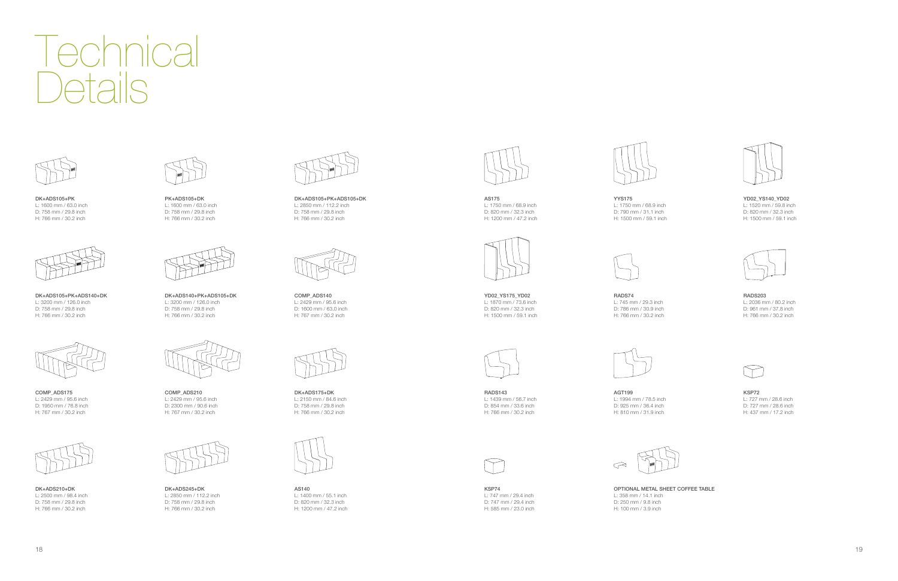# Technical Details

**DK+ADS105+PK**
L: 1600 mm / 63.0 inch
D: 758 mm / 29.8 inch
H: 766 mm / 30.2 inch

**PK+ADS105+DK**
L: 1600 mm / 63.0 inch
D: 758 mm / 29.8 inch
H: 766 mm / 30.2 inch

**DK+ADS105+PK+ADS105+DK**
L: 2850 mm / 112.2 inch
D: 758 mm / 29.8 inch
H: 766 mm / 30.2 inch

**DK+ADS105+PK+ADS140+DK**
L: 3200 mm / 126.0 inch
D: 758 mm / 29.8 inch
H: 766 mm / 30.2 inch

**DK+ADS140+PK+ADS105+DK**
L: 3200 mm / 126.0 inch
D: 758 mm / 29.8 inch
H: 766 mm / 30.2 inch

**COMP_ADS140**
L: 2429 mm / 95.6 inch
D: 1600 mm / 63.0 inch
H: 767 mm / 30.2 inch

**COMP_ADS175**
L: 2429 mm / 95.6 inch
D: 1950 mm / 76.8 inch
H: 767 mm / 30.2 inch

**COMP_ADS210**
L: 2429 mm / 95.6 inch
D: 2300 mm / 90.6 inch
H: 767 mm / 30.2 inch

**DK+ADS175+DK**
L: 2150 mm / 84.6 inch
D: 758 mm / 29.8 inch
H: 766 mm / 30.2 inch

**DK+ADS210+DK**
L: 2500 mm / 98.4 inch
D: 758 mm / 29.8 inch
H: 766 mm / 30.2 inch

**DK+ADS245+DK**
L: 2850 mm / 112.2 inch
D: 758 mm / 29.8 inch
H: 766 mm / 30.2 inch

**AS140**
L: 1400 mm / 55.1 inch
D: 820 mm / 32.3 inch
H: 1200 mm / 47.2 inch

**AS175**
L: 1750 mm / 68.9 inch
D: 820 mm / 32.3 inch
H: 1200 mm / 47.2 inch

**YYS175**
L: 1750 mm / 68.9 inch
D: 790 mm / 31.1 inch
H: 1500 mm / 59.1 inch

**YD02_YS140_YD02**
L: 1520 mm / 59.8 inch
D: 820 mm / 32.3 inch
H: 1500 mm / 59.1 inch

**YD02_YS175_YD02**
L: 1870 mm / 73.6 inch
D: 820 mm / 32.3 inch
H: 1500 mm / 59.1 inch

**RADS74**
L: 745 mm / 29.3 inch
D: 786 mm / 30.9 inch
H: 766 mm / 30.2 inch

**RADS203**
L: 2036 mm / 80.2 inch
D: 961 mm / 37.8 inch
H: 766 mm / 30.2 inch

**RADS143**
L: 1439 mm / 56.7 inch
D: 854 mm / 33.6 inch
H: 766 mm / 30.2 inch

**AGT199**
L: 1994 mm / 78.5 inch
D: 925 mm / 36.4 inch
H: 810 mm / 31.9 inch

**KSP72**
L: 727 mm / 28.6 inch
D: 727 mm / 28.6 inch
H: 437 mm / 17.2 inch

**KSP74**
L: 747 mm / 29.4 inch
D: 747 mm / 29.4 inch
H: 585 mm / 23.0 inch

**OPTIONAL METAL SHEET COFFEE TABLE**
L: 358 mm / 14.1 inch
D: 250 mm / 9.8 inch
H: 100 mm / 3.9 inch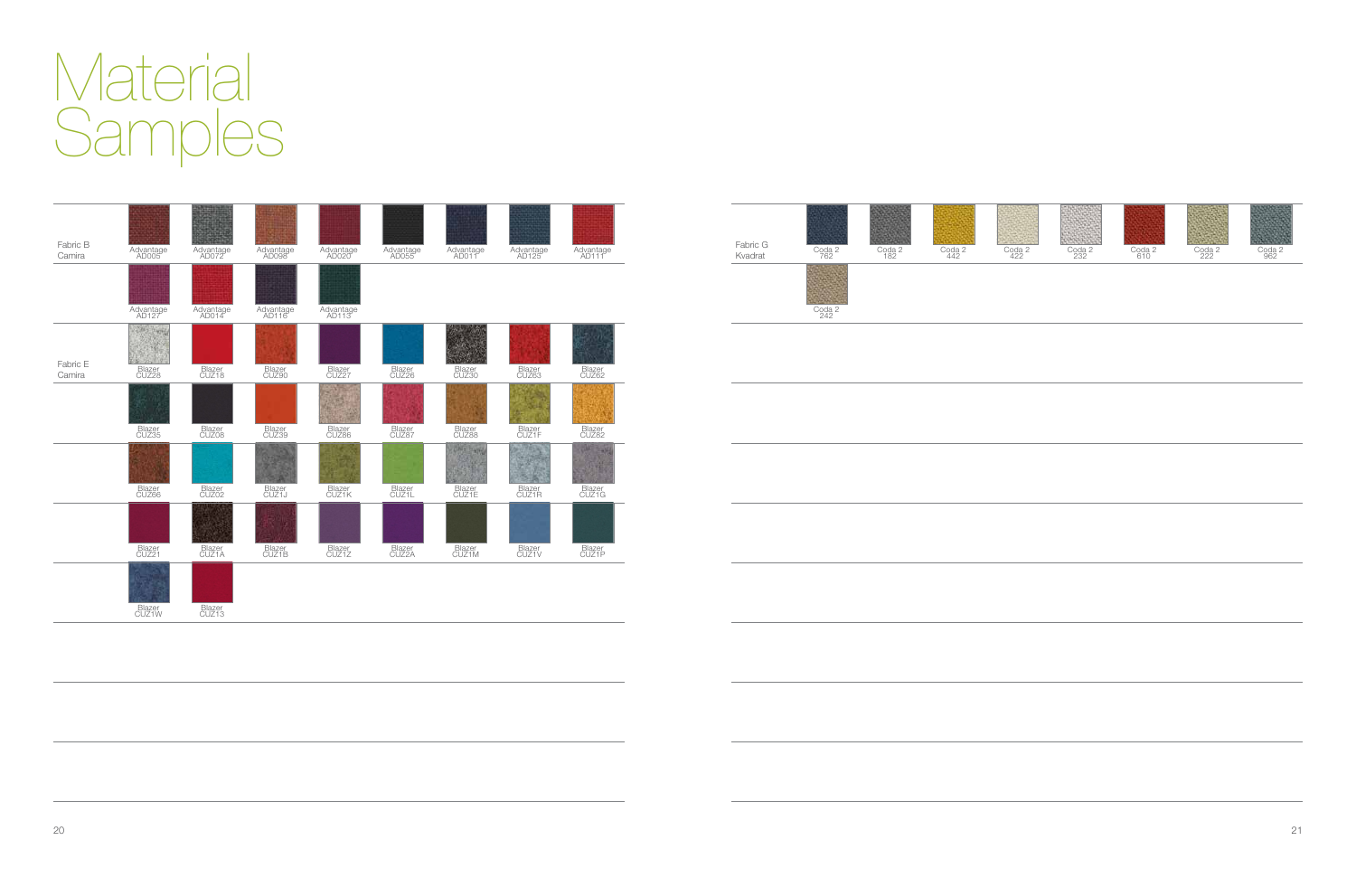# Material Samples

| Fabric | | | | | | | | |
|---|---|---|---|---|---|---|---|---|
| Fabric B Camira | Advantage AD005 | Advantage AD072 | Advantage AD098 | Advantage AD020 | Advantage AD055 | Advantage AD011 | Advantage AD125 | Advantage AD111 |
| | Advantage AD127 | Advantage AD014 | Advantage AD116 | Advantage AD113 | | | | |
| Fabric E Camira | Blazer CUZ28 | Blazer CUZ18 | Blazer CUZ90 | Blazer CUZ27 | Blazer CUZ26 | Blazer CUZ30 | Blazer CUZ63 | Blazer CUZ62 |
| | Blazer CUZ35 | Blazer CUZ08 | Blazer CUZ39 | Blazer CUZ86 | Blazer CUZ87 | Blazer CUZ88 | Blazer CUZ1F | Blazer CUZ82 |
| | Blazer CUZ66 | Blazer CUZ02 | Blazer CUZ1J | Blazer CUZ1K | Blazer CUZ1L | Blazer CUZ1E | Blazer CUZ1R | Blazer CUZ1G |
| | Blazer CUZ21 | Blazer CUZ1A | Blazer CUZ1B | Blazer CUZ1Z | Blazer CUZ2A | Blazer CUZ1M | Blazer CUZ1V | Blazer CUZ1P |
| | Blazer CUZ1W | Blazer CUZ13 | | | | | | |

| Fabric | | | | | | | | |
|---|---|---|---|---|---|---|---|---|
| Fabric G Kvadrat | Coda 2 762 | Coda 2 182 | Coda 2 442 | Coda 2 422 | Coda 2 232 | Coda 2 610 | Coda 2 222 | Coda 2 962 |
| | Coda 2 242 | | | | | | | |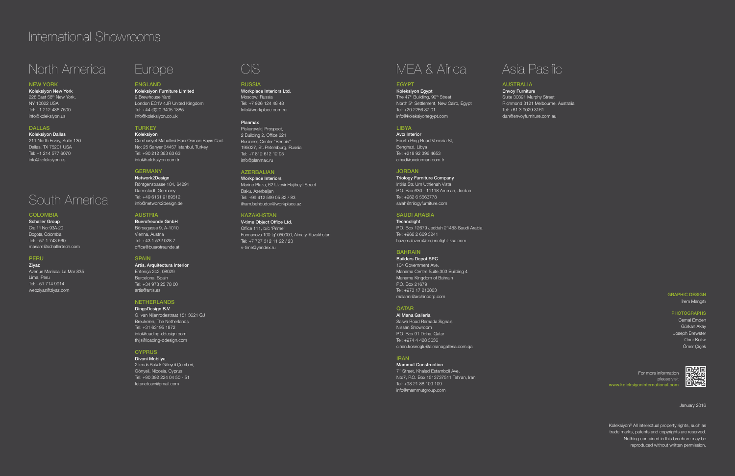# International Showrooms

## North America

### NEW YORK

**Koleksiyon New York**
228 East 58th New York,
NY 10022 USA
Tel: +1 212 486 7500
info@koleksiyon.us

### DALLAS

**Koleksiyon Dallas**
211 North Ervay, Suite 130
Dallas, TX 75201 USA
Tel: +1 214 577 6070
info@koleksiyon.us

## South America

### COLOMBIA

**Schaller Group**
Cra 11 No: 93A-20
Bogota, Colombia
Tel: +57 1 743 560
mariam@schallertech.com

### PERU

**Ziyaz**
Avenue Mariscal La Mar 835
Lima, Peru
Tel: +51 714 9914
webziyaz@ziyaz.com

## Europe

### ENGLAND

**Koleksiyon Furniture Limited**
9 Brewhouse Yard
London EC1V 4JR United Kingdom
Tel: +44 (0)20 3405 1885
info@koleksiyon.co.uk

### TURKEY

**Koleksiyon**
Cumhuriyet Mahallesi Hacı Osman Bayırı Cad.
No: 25 Sarıyer 34457 Istanbul, Turkey
Tel: +90 212 363 63 63
info@koleksiyon.com.tr

### GERMANY

**Network2Design**
Röntgenstrasse 104, 64291
Darmstadt, Germany
Tel: +49 6151 9189512
info@network2design.de

### AUSTRIA

**Buerofreunde GmbH**
Börsegasse 9, A-1010
Vienna, Austria
Tel: +43 1 532 028 7
office@buerofreunde.at

### SPAIN

**Artis, Arquitectura Interior**
Entença 242, 08029
Barcelona, Spain
Tel: +34 973 25 78 00
artis@artis.es

### NETHERLANDS

**DingsDesign B.V.**
G. van Nijenrodestraat 151 3621 GJ
Breukelen, The Netherlands
Tel: +31 63195 1872
info@loading-ddesign.com
thijs@loading-ddesign.com

### CYPRUS

**Divani Mobilya**
2 Irmak Sokak Gönyeli Çemberi,
Gönyeli, Nicosia, Cyprus
Tel: +90 392 224 04 50 - 51
fetanetcan@gmail.com

## CIS

### RUSSIA

**Workplace Interiors Ltd.**
Moscow, Russia
Tel: +7 926 124 48 48
Info@workplace.com.ru

**Planmax**
Piskarevskij Prospect,
2 Building 2, Office 221
Business Center "Benois"
195027, St. Petersburg, Russia
Tel: +7 812 612 12 95
info@planmax.ru

### AZERBAIJAN

**Workplace Interiors**
Marine Plaza, 62 Uzeyir Hajibeyli Street
Baku, Azerbaijan
Tel: +99 412 599 05 82 / 83
ilham.behbudov@workplace.az

### KAZAKHSTAN

**V-time Object Office Ltd.**
Office 111, b/c 'Prime'
Furmanova 100 'g' 050000, Almaty, Kazakhstan
Tel: +7 727 312 11 22 / 23
v-time@yandex.ru

## MEA & Africa

### EGYPT

**Koleksiyon Egypt**
The 47th Building, 90th Street
North 5th Settlement, New Cairo, Egypt
Tel: +20 2266 87 01
info@koleksiyonegypt.com

### LIBYA

**Avcı Interior**
Fourth Ring Road Venezia St,
Benghazi, Libya
Tel: +218 92 396 4653
cihad@avciorman.com.tr

### JORDAN

**Triology Furniture Company**
Irtiria Str. Um Uthienah Vista
P.O. Box 630 - 11118 Amman, Jordan
Tel: +962 6 5563778
salah@trilogyfurniture.com

### SAUDI ARABIA

**Technolight**
P.O. Box 12679 Jeddah 21483 Saudi Arabia
Tel: +966 2 669 3241
hazemalazem@technolight-ksa.com

### BAHRAIN

**Builders Depot SPC**
104 Government Ave.
Manama Centre Suite 303 Building 4
Manama Kingdom of Bahrain
P.O. Box 21679
Tel: +973 17 213803
malanni@archincorp.com

### QATAR

**Al Mana Galleria**
Salwa Road Ramada Signals
Nissan Showroom
P.O. Box 91 Doha, Qatar
Tel: +974 4 428 3636
cihan.koseoglu@almanagalleria.com.qa

### IRAN

**Mammut Construction**
7th Street, Khaled Estamboli Ave,
No:7, P.O. Box 1513737511 Tehran, Iran
Tel: +98 21 88 109 109
info@mammutgroup.com

## Asia Pasific

### AUSTRALIA

**Envoy Furniture**
Suite 30391 Murphy Street
Richmond 3121 Melbourne, Australia
Tel: +61 3 9029 3161
dan@envoyfurniture.com.au

GRAPHIC DESIGN
İrem Mangıtlı

PHOTOGRAPHS
Cemal Emden
Gürkan Akay
Joseph Brewster
Onur Kolkır
Ömer Çiçek

For more information
please visit
www.koleksiyoninternational.com

January 2016

Koleksiyon® All intellectual property rights, such as trade marks, patents and copyrights are reserved. Nothing contained in this brochure may be reproduced without written permission.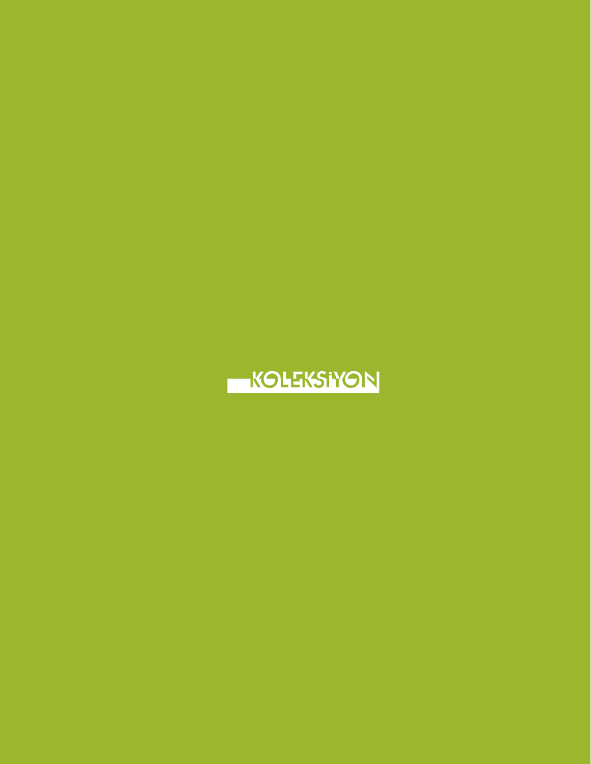KOLEKSİYON